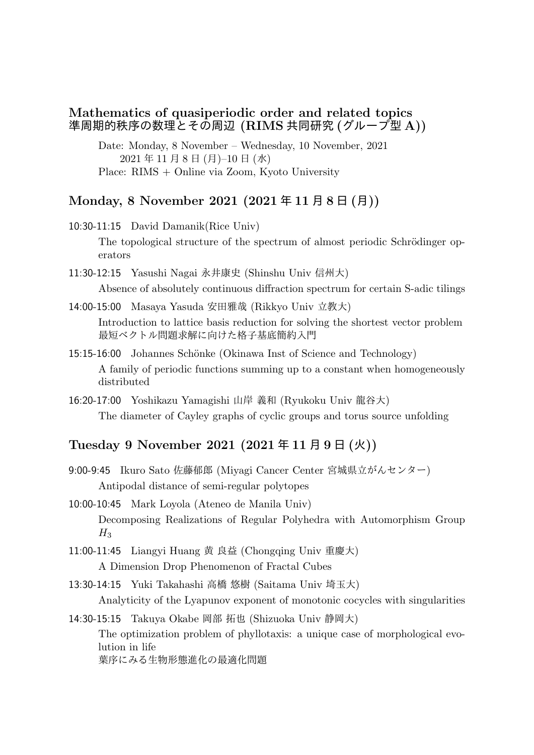# Mathematics of quasiperiodic order and related topics
# 準周期的秩序の数理とその周辺 (RIMS 共同研究 (グループ型 A))

Date: Monday, 8 November – Wednesday, 10 November, 2021
2021 年 11 月 8 日 (月)–10 日 (水)
Place: RIMS + Online via Zoom, Kyoto University

## Monday, 8 November 2021 (2021 年 11 月 8 日 (月))

**10:30-11:15** David Damanik(Rice Univ)
The topological structure of the spectrum of almost periodic Schrödinger operators

**11:30-12:15** Yasushi Nagai 永井康史 (Shinshu Univ 信州大)
Absence of absolutely continuous diffraction spectrum for certain S-adic tilings

**14:00-15:00** Masaya Yasuda 安田雅哉 (Rikkyo Univ 立教大)
Introduction to lattice basis reduction for solving the shortest vector problem
最短ベクトル問題求解に向けた格子基底簡約入門

**15:15-16:00** Johannes Schönke (Okinawa Inst of Science and Technology)
A family of periodic functions summing up to a constant when homogeneously distributed

**16:20-17:00** Yoshikazu Yamagishi 山岸 義和 (Ryukoku Univ 龍谷大)
The diameter of Cayley graphs of cyclic groups and torus source unfolding

## Tuesday 9 November 2021 (2021 年 11 月 9 日 (火))

**9:00-9:45** Ikuro Sato 佐藤郁郎 (Miyagi Cancer Center 宮城県立がんセンター)
Antipodal distance of semi-regular polytopes

**10:00-10:45** Mark Loyola (Ateneo de Manila Univ)
Decomposing Realizations of Regular Polyhedra with Automorphism Group $H_3$

**11:00-11:45** Liangyi Huang 黄 良益 (Chongqing Univ 重慶大)
A Dimension Drop Phenomenon of Fractal Cubes

**13:30-14:15** Yuki Takahashi 高橋 悠樹 (Saitama Univ 埼玉大)
Analyticity of the Lyapunov exponent of monotonic cocycles with singularities

**14:30-15:15** Takuya Okabe 岡部 拓也 (Shizuoka Univ 静岡大)
The optimization problem of phyllotaxis: a unique case of morphological evolution in life
葉序にみる生物形態進化の最適化問題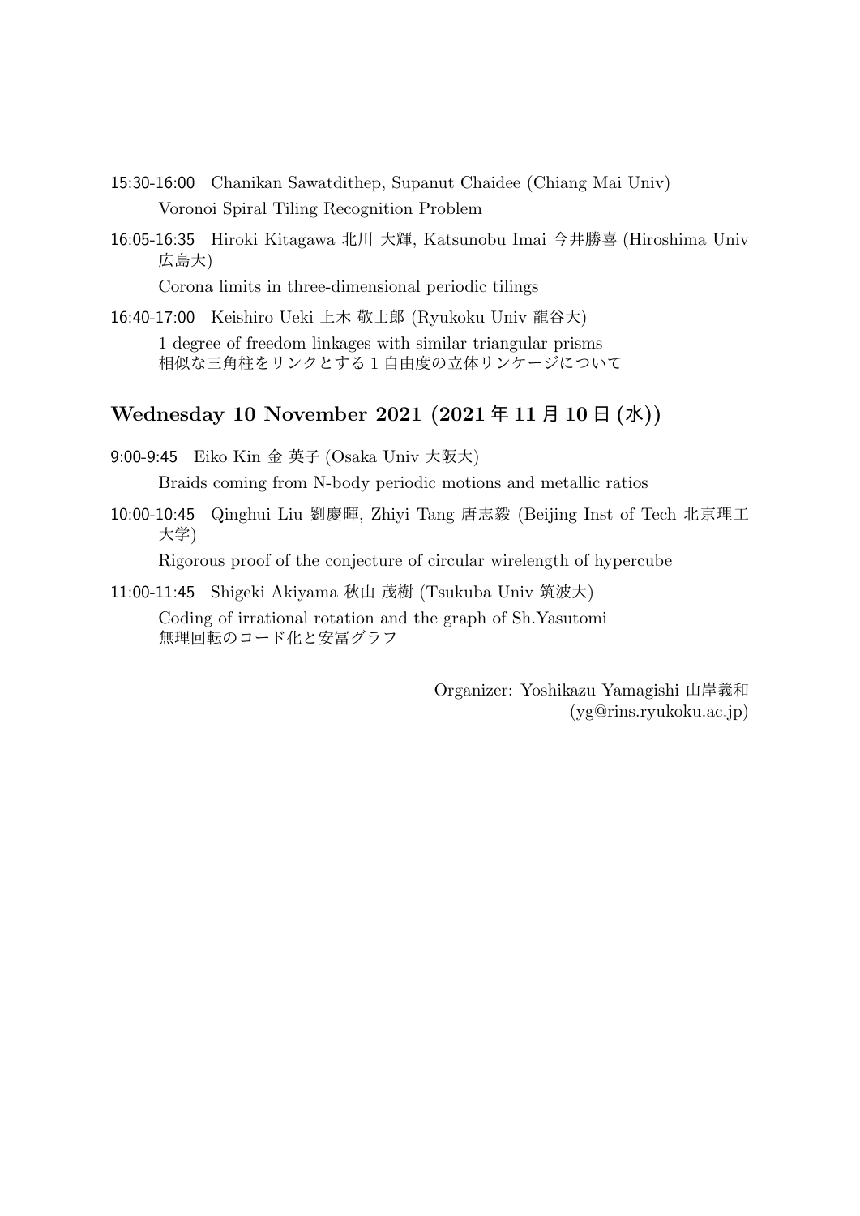15:30-16:00 Chanikan Sawatdithep, Supanut Chaidee (Chiang Mai Univ)
Voronoi Spiral Tiling Recognition Problem

16:05-16:35 Hiroki Kitagawa 北川 大輝, Katsunobu Imai 今井勝喜 (Hiroshima Univ 広島大)
Corona limits in three-dimensional periodic tilings

16:40-17:00 Keishiro Ueki 上木 敬士郎 (Ryukoku Univ 龍谷大)
1 degree of freedom linkages with similar triangular prisms
相似な三角柱をリンクとする 1 自由度の立体リンケージについて

## Wednesday 10 November 2021 (2021 年 11 月 10 日 (水))

9:00-9:45 Eiko Kin 金 英子 (Osaka Univ 大阪大)
Braids coming from N-body periodic motions and metallic ratios

10:00-10:45 Qinghui Liu 劉慶暉, Zhiyi Tang 唐志毅 (Beijing Inst of Tech 北京理工大学)
Rigorous proof of the conjecture of circular wirelength of hypercube

11:00-11:45 Shigeki Akiyama 秋山 茂樹 (Tsukuba Univ 筑波大)
Coding of irrational rotation and the graph of Sh.Yasutomi
無理回転のコード化と安富グラフ

Organizer: Yoshikazu Yamagishi 山岸義和
(yg@rins.ryukoku.ac.jp)